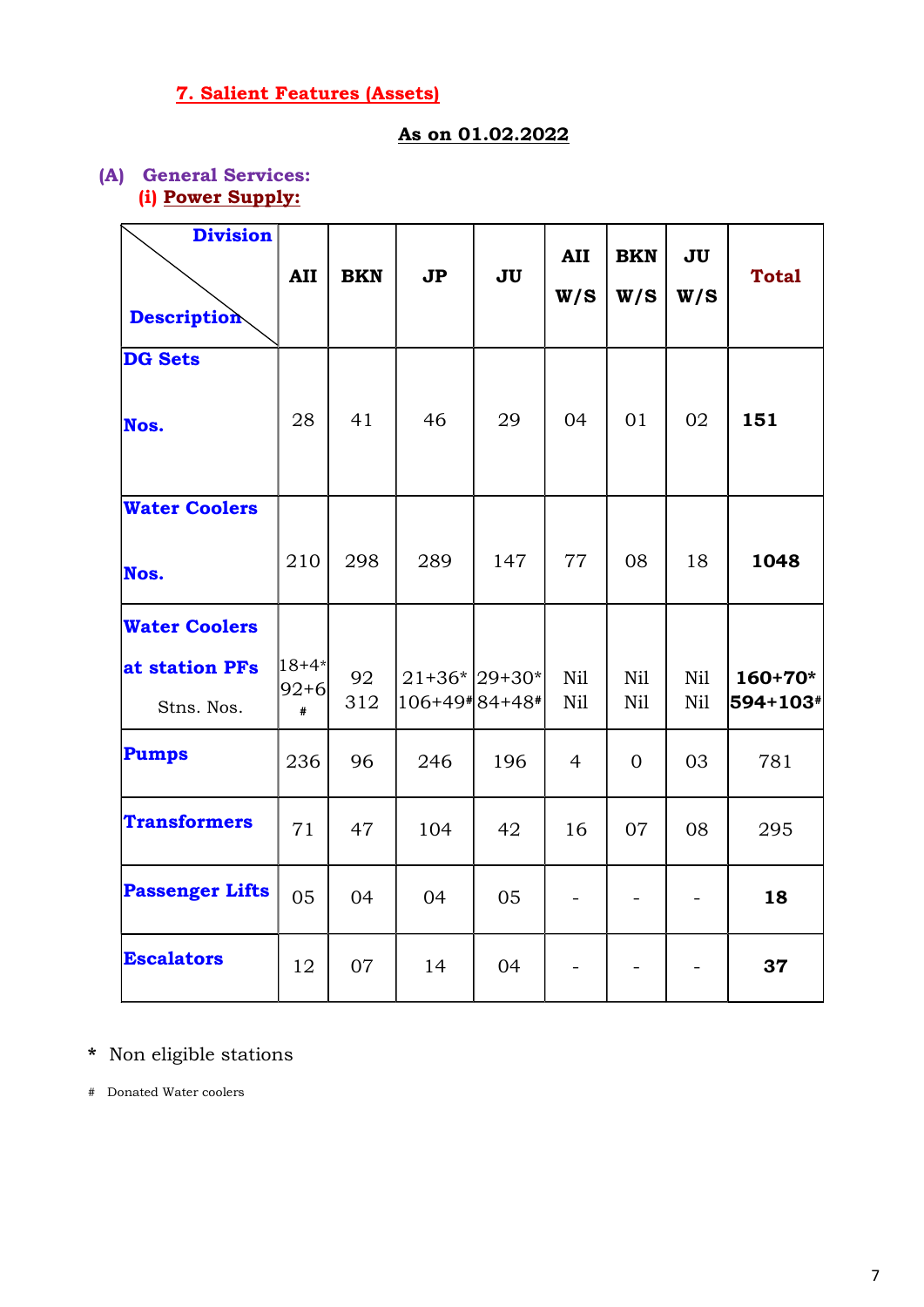## 7. Salient Features (Assets)

**As on 01.02.2022**

### (A) General Services:

#### (i) Power Supply:

| Division / Description | AII | BKN | JP | JU | AII W/S | BKN W/S | JU W/S | Total |
|---|---|---|---|---|---|---|---|---|
| **DG Sets** Nos. | 28 | 41 | 46 | 29 | 04 | 01 | 02 | **151** |
| **Water Coolers** Nos. | 210 | 298 | 289 | 147 | 77 | 08 | 18 | **1048** |
| **Water Coolers at station PFs** Stns. Nos. | 18+4* 92+6# | 92 312 | 21+36* 106+49# | 29+30* 84+48# | Nil Nil | Nil Nil | Nil Nil | **160+70* 594+103#** |
| **Pumps** | 236 | 96 | 246 | 196 | 4 | 0 | 03 | 781 |
| **Transformers** | 71 | 47 | 104 | 42 | 16 | 07 | 08 | 295 |
| **Passenger Lifts** | 05 | 04 | 04 | 05 | - | - | - | **18** |
| **Escalators** | 12 | 07 | 14 | 04 | - | - | - | **37** |

\* Non eligible stations

\# Donated Water coolers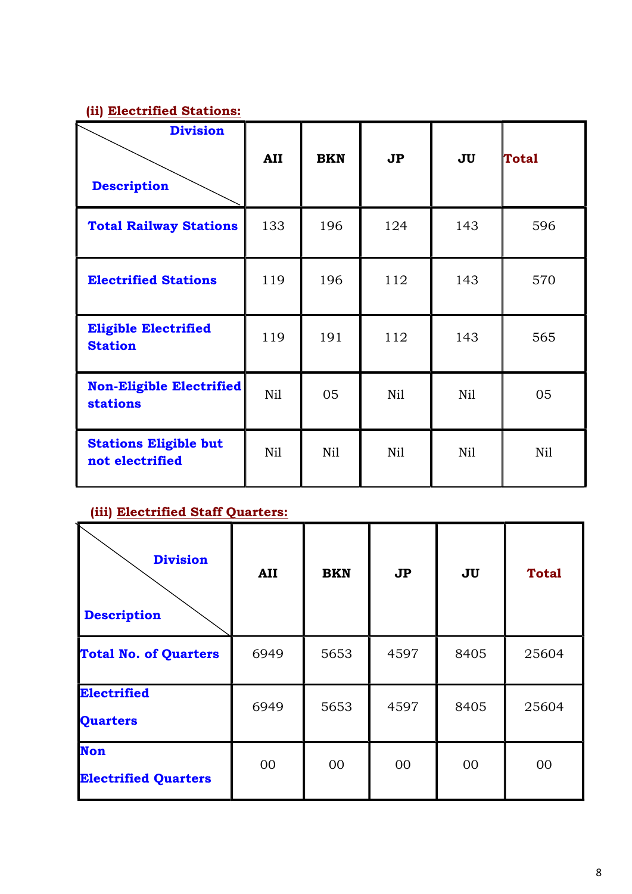### (ii) Electrified Stations:

| Description \ Division | AII | BKN | JP | JU | Total |
|---|---|---|---|---|---|
| **Total Railway Stations** | 133 | 196 | 124 | 143 | 596 |
| **Electrified Stations** | 119 | 196 | 112 | 143 | 570 |
| **Eligible Electrified Station** | 119 | 191 | 112 | 143 | 565 |
| **Non-Eligible Electrified stations** | Nil | 05 | Nil | Nil | 05 |
| **Stations Eligible but not electrified** | Nil | Nil | Nil | Nil | Nil |

### (iii) Electrified Staff Quarters:

| Description \ Division | AII | BKN | JP | JU | Total |
|---|---|---|---|---|---|
| **Total No. of Quarters** | 6949 | 5653 | 4597 | 8405 | 25604 |
| **Electrified Quarters** | 6949 | 5653 | 4597 | 8405 | 25604 |
| **Non Electrified Quarters** | 00 | 00 | 00 | 00 | 00 |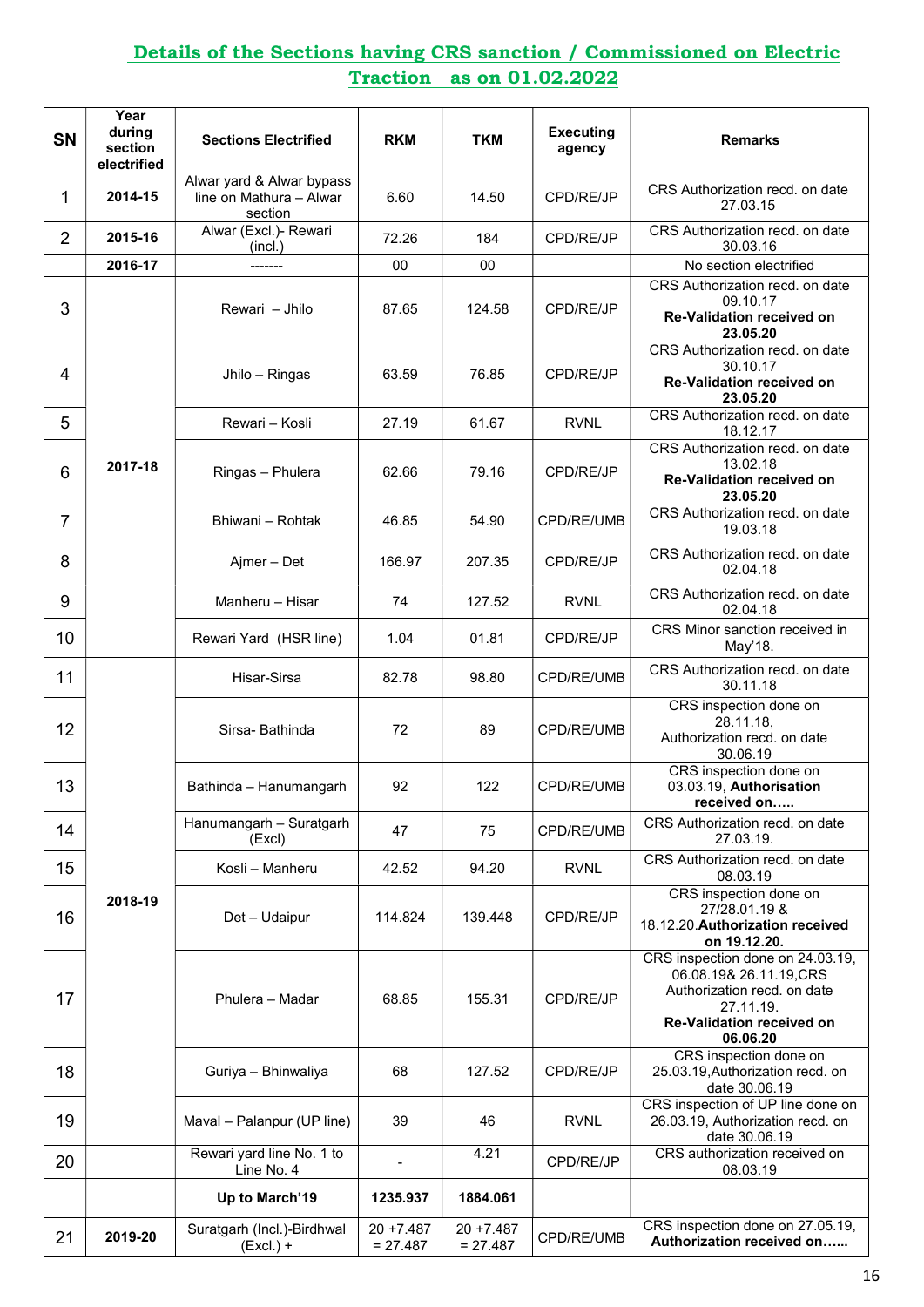## Details of the Sections having CRS sanction / Commissioned on Electric Traction as on 01.02.2022

| SN | Year during section electrified | Sections Electrified | RKM | TKM | Executing agency | Remarks |
|---|---|---|---|---|---|---|
| 1 | **2014-15** | Alwar yard & Alwar bypass line on Mathura – Alwar section | 6.60 | 14.50 | CPD/RE/JP | CRS Authorization recd. on date 27.03.15 |
| 2 | **2015-16** | Alwar (Excl.)- Rewari (incl.) | 72.26 | 184 | CPD/RE/JP | CRS Authorization recd. on date 30.03.16 |
| | **2016-17** | ------- | 00 | 00 | | No section electrified |
| 3 | **2017-18** | Rewari – Jhilo | 87.65 | 124.58 | CPD/RE/JP | CRS Authorization recd. on date 09.10.17 **Re-Validation received on 23.05.20** |
| 4 | | Jhilo – Ringas | 63.59 | 76.85 | CPD/RE/JP | CRS Authorization recd. on date 30.10.17 **Re-Validation received on 23.05.20** |
| 5 | | Rewari – Kosli | 27.19 | 61.67 | RVNL | CRS Authorization recd. on date 18.12.17 |
| 6 | | Ringas – Phulera | 62.66 | 79.16 | CPD/RE/JP | CRS Authorization recd. on date 13.02.18 **Re-Validation received on 23.05.20** |
| 7 | | Bhiwani – Rohtak | 46.85 | 54.90 | CPD/RE/UMB | CRS Authorization recd. on date 19.03.18 |
| 8 | | Ajmer – Det | 166.97 | 207.35 | CPD/RE/JP | CRS Authorization recd. on date 02.04.18 |
| 9 | | Manheru – Hisar | 74 | 127.52 | RVNL | CRS Authorization recd. on date 02.04.18 |
| 10 | | Rewari Yard (HSR line) | 1.04 | 01.81 | CPD/RE/JP | CRS Minor sanction received in May'18. |
| 11 | **2018-19** | Hisar-Sirsa | 82.78 | 98.80 | CPD/RE/UMB | CRS Authorization recd. on date 30.11.18 |
| 12 | | Sirsa- Bathinda | 72 | 89 | CPD/RE/UMB | CRS inspection done on 28.11.18, Authorization recd. on date 30.06.19 |
| 13 | | Bathinda – Hanumangarh | 92 | 122 | CPD/RE/UMB | CRS inspection done on 03.03.19, **Authorisation received on…..** |
| 14 | | Hanumangarh – Suratgarh (Excl) | 47 | 75 | CPD/RE/UMB | CRS Authorization recd. on date 27.03.19. |
| 15 | | Kosli – Manheru | 42.52 | 94.20 | RVNL | CRS Authorization recd. on date 08.03.19 |
| 16 | | Det – Udaipur | 114.824 | 139.448 | CPD/RE/JP | CRS inspection done on 27/28.01.19 & 18.12.20.**Authorization received on 19.12.20.** |
| 17 | | Phulera – Madar | 68.85 | 155.31 | CPD/RE/JP | CRS inspection done on 24.03.19, 06.08.19& 26.11.19,CRS Authorization recd. on date 27.11.19. **Re-Validation received on 06.06.20** |
| 18 | | Guriya – Bhinwaliya | 68 | 127.52 | CPD/RE/JP | CRS inspection done on 25.03.19,Authorization recd. on date 30.06.19 |
| 19 | | Maval – Palanpur (UP line) | 39 | 46 | RVNL | CRS inspection of UP line done on 26.03.19, Authorization recd. on date 30.06.19 |
| 20 | | Rewari yard line No. 1 to Line No. 4 | - | 4.21 | CPD/RE/JP | CRS authorization received on 08.03.19 |
| | | **Up to March'19** | **1235.937** | **1884.061** | | |
| 21 | **2019-20** | Suratgarh (Incl.)-Birdhwal (Excl.) + | 20 +7.487 = 27.487 | 20 +7.487 = 27.487 | CPD/RE/UMB | CRS inspection done on 27.05.19, **Authorization received on…...** |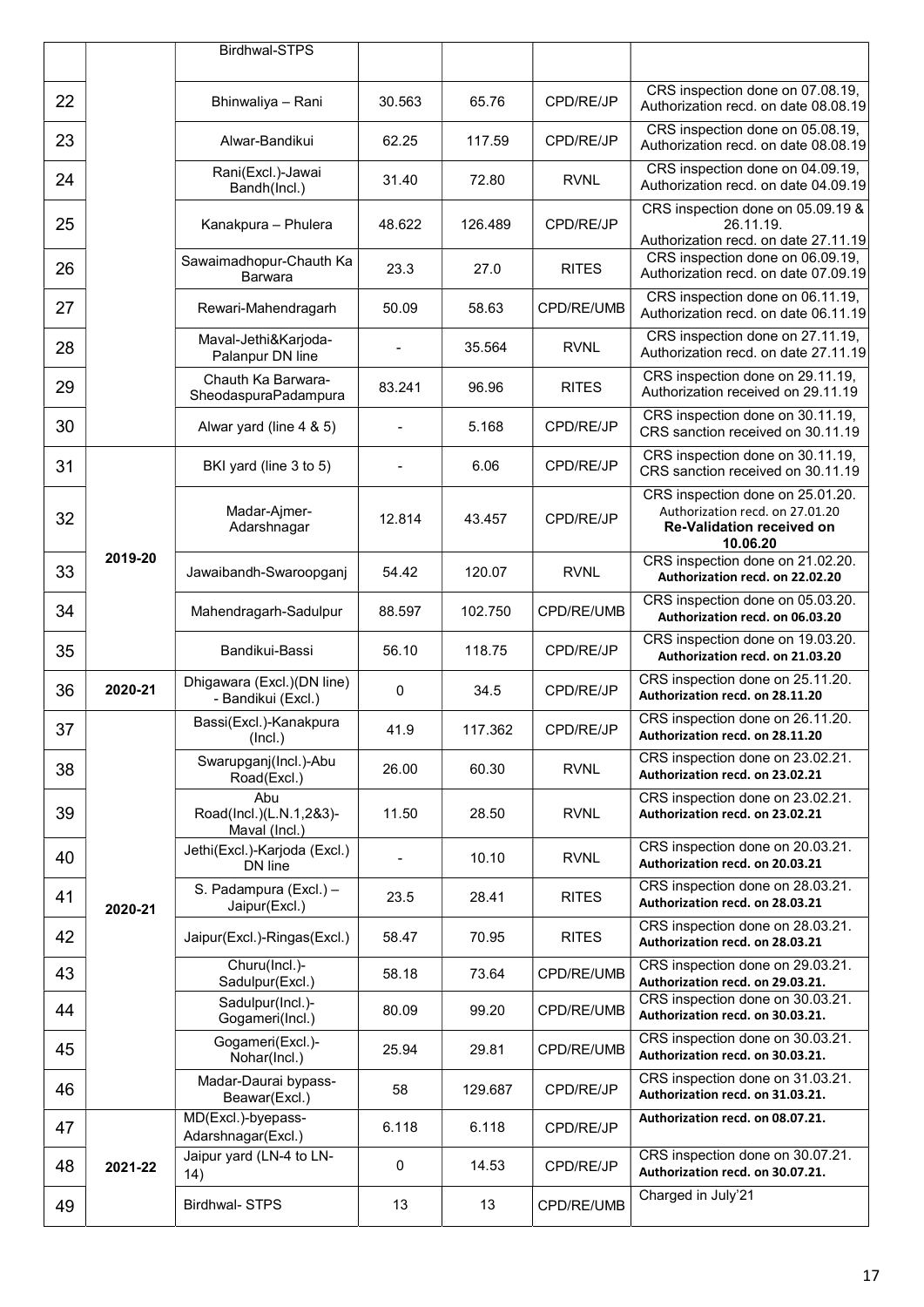|  |  | Birdhwal-STPS |  |  |  |  |
|---|---|---|---|---|---|---|
| 22 |  | Bhinwaliya – Rani | 30.563 | 65.76 | CPD/RE/JP | CRS inspection done on 07.08.19, Authorization recd. on date 08.08.19 |
| 23 |  | Alwar-Bandikui | 62.25 | 117.59 | CPD/RE/JP | CRS inspection done on 05.08.19, Authorization recd. on date 08.08.19 |
| 24 |  | Rani(Excl.)-Jawai Bandh(Incl.) | 31.40 | 72.80 | RVNL | CRS inspection done on 04.09.19, Authorization recd. on date 04.09.19 |
| 25 |  | Kanakpura – Phulera | 48.622 | 126.489 | CPD/RE/JP | CRS inspection done on 05.09.19 & 26.11.19. Authorization recd. on date 27.11.19 |
| 26 |  | Sawaimadhopur-Chauth Ka Barwara | 23.3 | 27.0 | RITES | CRS inspection done on 06.09.19, Authorization recd. on date 07.09.19 |
| 27 |  | Rewari-Mahendragarh | 50.09 | 58.63 | CPD/RE/UMB | CRS inspection done on 06.11.19, Authorization recd. on date 06.11.19 |
| 28 |  | Maval-Jethi&Karjoda-Palanpur DN line | - | 35.564 | RVNL | CRS inspection done on 27.11.19, Authorization recd. on date 27.11.19 |
| 29 |  | Chauth Ka Barwara-SheodaspuraPadampura | 83.241 | 96.96 | RITES | CRS inspection done on 29.11.19, Authorization received on 29.11.19 |
| 30 |  | Alwar yard (line 4 & 5) | - | 5.168 | CPD/RE/JP | CRS inspection done on 30.11.19, CRS sanction received on 30.11.19 |
| 31 | 2019-20 | BKI yard (line 3 to 5) | - | 6.06 | CPD/RE/JP | CRS inspection done on 30.11.19, CRS sanction received on 30.11.19 |
| 32 |  | Madar-Ajmer-Adarshnagar | 12.814 | 43.457 | CPD/RE/JP | CRS inspection done on 25.01.20. Authorization recd. on 27.01.20 **Re-Validation received on 10.06.20** |
| 33 |  | Jawaibandh-Swaroopganj | 54.42 | 120.07 | RVNL | CRS inspection done on 21.02.20. **Authorization recd. on 22.02.20** |
| 34 |  | Mahendragarh-Sadulpur | 88.597 | 102.750 | CPD/RE/UMB | CRS inspection done on 05.03.20. **Authorization recd. on 06.03.20** |
| 35 |  | Bandikui-Bassi | 56.10 | 118.75 | CPD/RE/JP | CRS inspection done on 19.03.20. **Authorization recd. on 21.03.20** |
| 36 | 2020-21 | Dhigawara (Excl.)(DN line) - Bandikui (Excl.) | 0 | 34.5 | CPD/RE/JP | CRS inspection done on 25.11.20. **Authorization recd. on 28.11.20** |
| 37 | 2020-21 | Bassi(Excl.)-Kanakpura (Incl.) | 41.9 | 117.362 | CPD/RE/JP | CRS inspection done on 26.11.20. **Authorization recd. on 28.11.20** |
| 38 |  | Swarupganj(Incl.)-Abu Road(Excl.) | 26.00 | 60.30 | RVNL | CRS inspection done on 23.02.21. **Authorization recd. on 23.02.21** |
| 39 |  | Abu Road(Incl.)(L.N.1,2&3)-Maval (Incl.) | 11.50 | 28.50 | RVNL | CRS inspection done on 23.02.21. **Authorization recd. on 23.02.21** |
| 40 |  | Jethi(Excl.)-Karjoda (Excl.) DN line | - | 10.10 | RVNL | CRS inspection done on 20.03.21. **Authorization recd. on 20.03.21** |
| 41 |  | S. Padampura (Excl.) – Jaipur(Excl.) | 23.5 | 28.41 | RITES | CRS inspection done on 28.03.21. **Authorization recd. on 28.03.21** |
| 42 |  | Jaipur(Excl.)-Ringas(Excl.) | 58.47 | 70.95 | RITES | CRS inspection done on 28.03.21. **Authorization recd. on 28.03.21** |
| 43 |  | Churu(Incl.)-Sadulpur(Excl.) | 58.18 | 73.64 | CPD/RE/UMB | CRS inspection done on 29.03.21. **Authorization recd. on 29.03.21.** |
| 44 |  | Sadulpur(Incl.)-Gogameri(Incl.) | 80.09 | 99.20 | CPD/RE/UMB | CRS inspection done on 30.03.21. **Authorization recd. on 30.03.21.** |
| 45 |  | Gogameri(Excl.)-Nohar(Incl.) | 25.94 | 29.81 | CPD/RE/UMB | CRS inspection done on 30.03.21. **Authorization recd. on 30.03.21.** |
| 46 |  | Madar-Daurai bypass-Beawar(Excl.) | 58 | 129.687 | CPD/RE/JP | CRS inspection done on 31.03.21. **Authorization recd. on 31.03.21.** |
| 47 | 2021-22 | MD(Excl.)-byepass-Adarshnagar(Excl.) | 6.118 | 6.118 | CPD/RE/JP | **Authorization recd. on 08.07.21.** |
| 48 |  | Jaipur yard (LN-4 to LN-14) | 0 | 14.53 | CPD/RE/JP | CRS inspection done on 30.07.21. **Authorization recd. on 30.07.21.** |
| 49 |  | Birdhwal- STPS | 13 | 13 | CPD/RE/UMB | Charged in July'21 |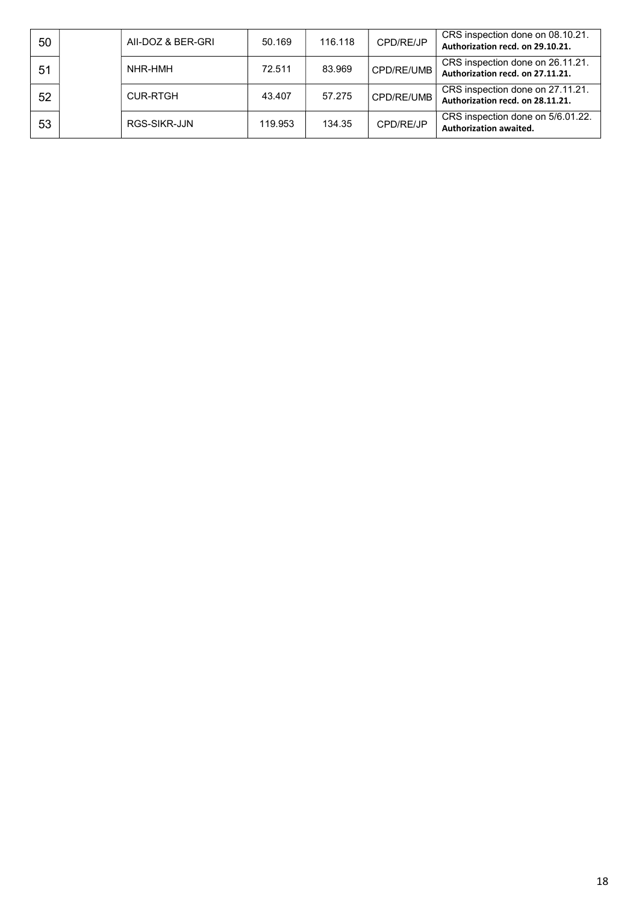| | | | | | | |
|---|---|---|---|---|---|---|
| 50 | | AII-DOZ & BER-GRI | 50.169 | 116.118 | CPD/RE/JP | CRS inspection done on 08.10.21. **Authorization recd. on 29.10.21.** |
| 51 | | NHR-HMH | 72.511 | 83.969 | CPD/RE/UMB | CRS inspection done on 26.11.21. **Authorization recd. on 27.11.21.** |
| 52 | | CUR-RTGH | 43.407 | 57.275 | CPD/RE/UMB | CRS inspection done on 27.11.21. **Authorization recd. on 28.11.21.** |
| 53 | | RGS-SIKR-JJN | 119.953 | 134.35 | CPD/RE/JP | CRS inspection done on 5/6.01.22. **Authorization awaited.** |